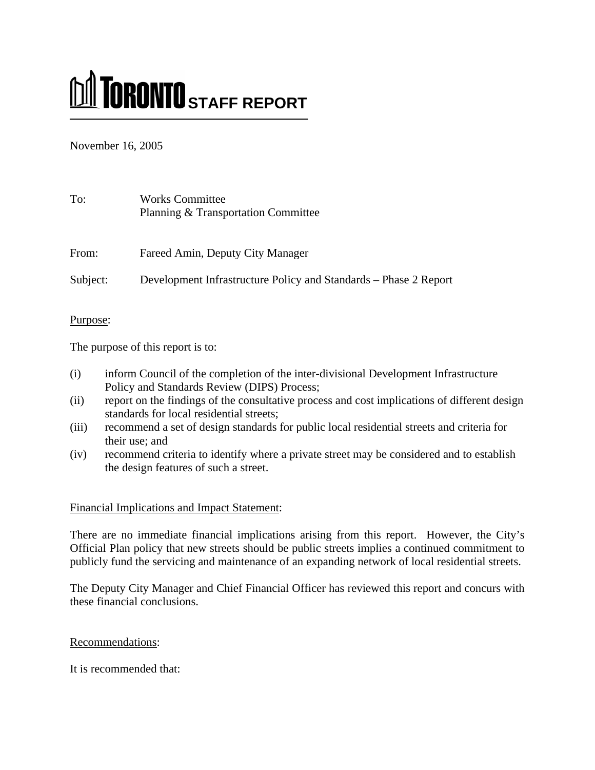# TORONTO STAFF REPORT

November 16, 2005

To: Works Committee  
Planning & Transportation Committee

From: Fareed Amin, Deputy City Manager

Subject: Development Infrastructure Policy and Standards – Phase 2 Report

Purpose:

The purpose of this report is to:

(i) inform Council of the completion of the inter-divisional Development Infrastructure Policy and Standards Review (DIPS) Process;

(ii) report on the findings of the consultative process and cost implications of different design standards for local residential streets;

(iii) recommend a set of design standards for public local residential streets and criteria for their use; and

(iv) recommend criteria to identify where a private street may be considered and to establish the design features of such a street.

Financial Implications and Impact Statement:

There are no immediate financial implications arising from this report. However, the City's Official Plan policy that new streets should be public streets implies a continued commitment to publicly fund the servicing and maintenance of an expanding network of local residential streets.

The Deputy City Manager and Chief Financial Officer has reviewed this report and concurs with these financial conclusions.

Recommendations:

It is recommended that: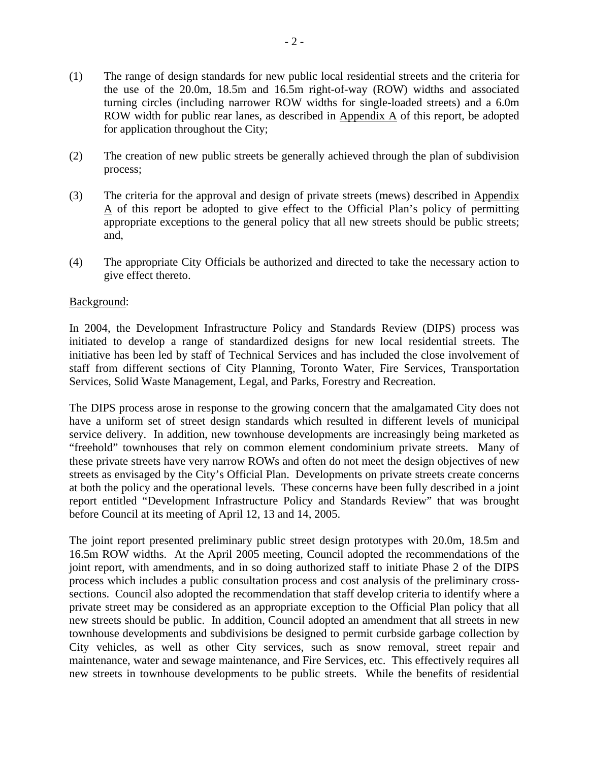(1) The range of design standards for new public local residential streets and the criteria for the use of the 20.0m, 18.5m and 16.5m right-of-way (ROW) widths and associated turning circles (including narrower ROW widths for single-loaded streets) and a 6.0m ROW width for public rear lanes, as described in Appendix A of this report, be adopted for application throughout the City;

(2) The creation of new public streets be generally achieved through the plan of subdivision process;

(3) The criteria for the approval and design of private streets (mews) described in Appendix A of this report be adopted to give effect to the Official Plan's policy of permitting appropriate exceptions to the general policy that all new streets should be public streets; and,

(4) The appropriate City Officials be authorized and directed to take the necessary action to give effect thereto.

Background:

In 2004, the Development Infrastructure Policy and Standards Review (DIPS) process was initiated to develop a range of standardized designs for new local residential streets. The initiative has been led by staff of Technical Services and has included the close involvement of staff from different sections of City Planning, Toronto Water, Fire Services, Transportation Services, Solid Waste Management, Legal, and Parks, Forestry and Recreation.

The DIPS process arose in response to the growing concern that the amalgamated City does not have a uniform set of street design standards which resulted in different levels of municipal service delivery. In addition, new townhouse developments are increasingly being marketed as "freehold" townhouses that rely on common element condominium private streets. Many of these private streets have very narrow ROWs and often do not meet the design objectives of new streets as envisaged by the City's Official Plan. Developments on private streets create concerns at both the policy and the operational levels. These concerns have been fully described in a joint report entitled "Development Infrastructure Policy and Standards Review" that was brought before Council at its meeting of April 12, 13 and 14, 2005.

The joint report presented preliminary public street design prototypes with 20.0m, 18.5m and 16.5m ROW widths. At the April 2005 meeting, Council adopted the recommendations of the joint report, with amendments, and in so doing authorized staff to initiate Phase 2 of the DIPS process which includes a public consultation process and cost analysis of the preliminary cross-sections. Council also adopted the recommendation that staff develop criteria to identify where a private street may be considered as an appropriate exception to the Official Plan policy that all new streets should be public. In addition, Council adopted an amendment that all streets in new townhouse developments and subdivisions be designed to permit curbside garbage collection by City vehicles, as well as other City services, such as snow removal, street repair and maintenance, water and sewage maintenance, and Fire Services, etc. This effectively requires all new streets in townhouse developments to be public streets. While the benefits of residential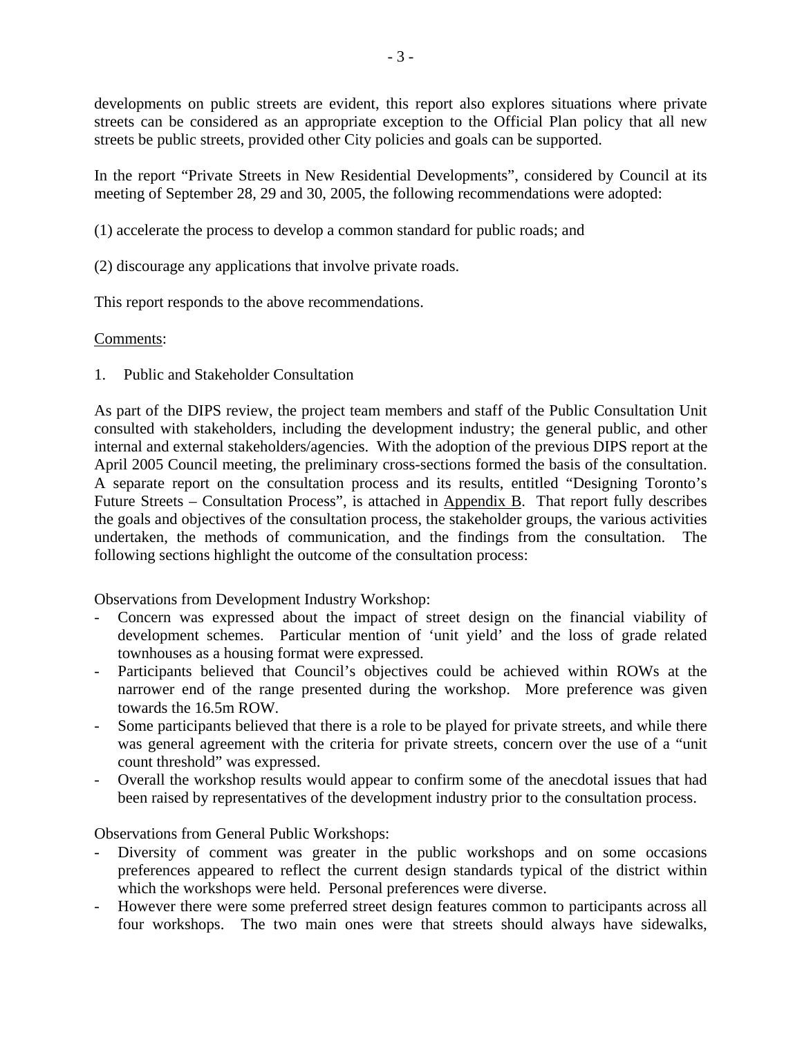developments on public streets are evident, this report also explores situations where private streets can be considered as an appropriate exception to the Official Plan policy that all new streets be public streets, provided other City policies and goals can be supported.

In the report "Private Streets in New Residential Developments", considered by Council at its meeting of September 28, 29 and 30, 2005, the following recommendations were adopted:

(1) accelerate the process to develop a common standard for public roads; and

(2) discourage any applications that involve private roads.

This report responds to the above recommendations.

Comments:

1. Public and Stakeholder Consultation

As part of the DIPS review, the project team members and staff of the Public Consultation Unit consulted with stakeholders, including the development industry; the general public, and other internal and external stakeholders/agencies. With the adoption of the previous DIPS report at the April 2005 Council meeting, the preliminary cross-sections formed the basis of the consultation. A separate report on the consultation process and its results, entitled "Designing Toronto's Future Streets – Consultation Process", is attached in Appendix B. That report fully describes the goals and objectives of the consultation process, the stakeholder groups, the various activities undertaken, the methods of communication, and the findings from the consultation. The following sections highlight the outcome of the consultation process:

Observations from Development Industry Workshop:

- Concern was expressed about the impact of street design on the financial viability of development schemes. Particular mention of 'unit yield' and the loss of grade related townhouses as a housing format were expressed.
- Participants believed that Council's objectives could be achieved within ROWs at the narrower end of the range presented during the workshop. More preference was given towards the 16.5m ROW.
- Some participants believed that there is a role to be played for private streets, and while there was general agreement with the criteria for private streets, concern over the use of a "unit count threshold" was expressed.
- Overall the workshop results would appear to confirm some of the anecdotal issues that had been raised by representatives of the development industry prior to the consultation process.

Observations from General Public Workshops:

- Diversity of comment was greater in the public workshops and on some occasions preferences appeared to reflect the current design standards typical of the district within which the workshops were held. Personal preferences were diverse.
- However there were some preferred street design features common to participants across all four workshops. The two main ones were that streets should always have sidewalks,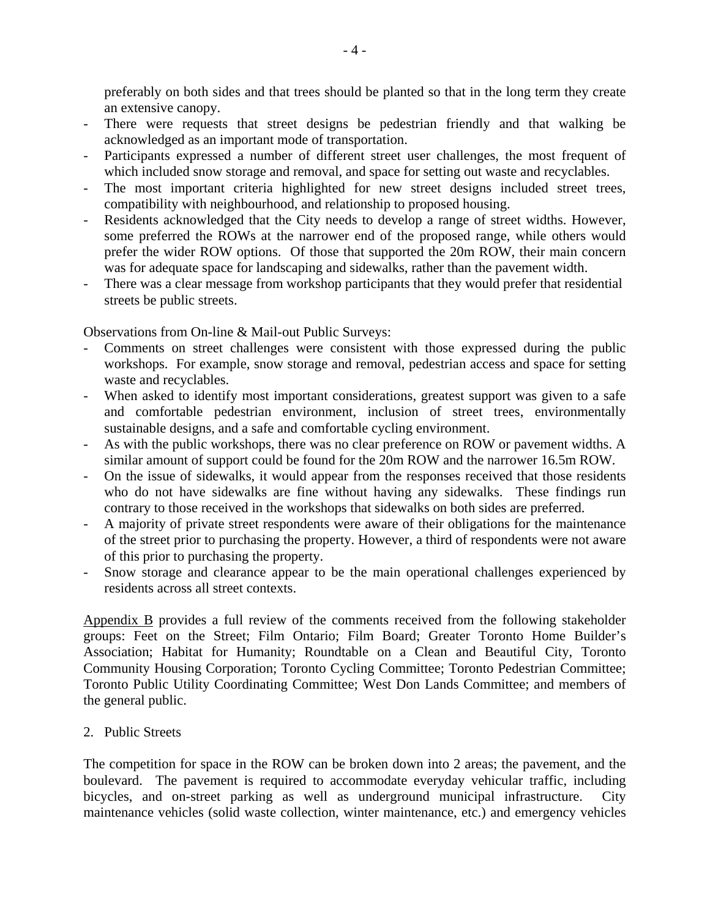preferably on both sides and that trees should be planted so that in the long term they create an extensive canopy.

- There were requests that street designs be pedestrian friendly and that walking be acknowledged as an important mode of transportation.
- Participants expressed a number of different street user challenges, the most frequent of which included snow storage and removal, and space for setting out waste and recyclables.
- The most important criteria highlighted for new street designs included street trees, compatibility with neighbourhood, and relationship to proposed housing.
- Residents acknowledged that the City needs to develop a range of street widths. However, some preferred the ROWs at the narrower end of the proposed range, while others would prefer the wider ROW options. Of those that supported the 20m ROW, their main concern was for adequate space for landscaping and sidewalks, rather than the pavement width.
- There was a clear message from workshop participants that they would prefer that residential streets be public streets.

Observations from On-line & Mail-out Public Surveys:

- Comments on street challenges were consistent with those expressed during the public workshops. For example, snow storage and removal, pedestrian access and space for setting waste and recyclables.
- When asked to identify most important considerations, greatest support was given to a safe and comfortable pedestrian environment, inclusion of street trees, environmentally sustainable designs, and a safe and comfortable cycling environment.
- As with the public workshops, there was no clear preference on ROW or pavement widths. A similar amount of support could be found for the 20m ROW and the narrower 16.5m ROW.
- On the issue of sidewalks, it would appear from the responses received that those residents who do not have sidewalks are fine without having any sidewalks. These findings run contrary to those received in the workshops that sidewalks on both sides are preferred.
- A majority of private street respondents were aware of their obligations for the maintenance of the street prior to purchasing the property. However, a third of respondents were not aware of this prior to purchasing the property.
- Snow storage and clearance appear to be the main operational challenges experienced by residents across all street contexts.

Appendix B provides a full review of the comments received from the following stakeholder groups: Feet on the Street; Film Ontario; Film Board; Greater Toronto Home Builder's Association; Habitat for Humanity; Roundtable on a Clean and Beautiful City, Toronto Community Housing Corporation; Toronto Cycling Committee; Toronto Pedestrian Committee; Toronto Public Utility Coordinating Committee; West Don Lands Committee; and members of the general public.

2. Public Streets

The competition for space in the ROW can be broken down into 2 areas; the pavement, and the boulevard. The pavement is required to accommodate everyday vehicular traffic, including bicycles, and on-street parking as well as underground municipal infrastructure. City maintenance vehicles (solid waste collection, winter maintenance, etc.) and emergency vehicles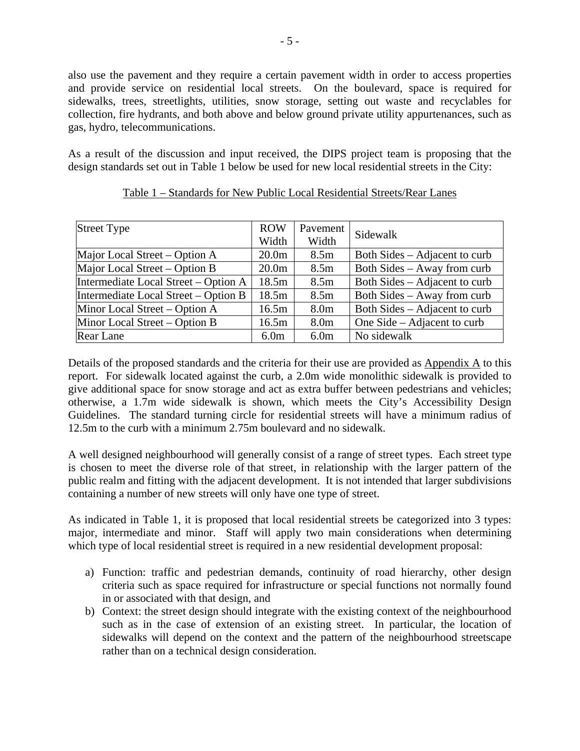also use the pavement and they require a certain pavement width in order to access properties and provide service on residential local streets. On the boulevard, space is required for sidewalks, trees, streetlights, utilities, snow storage, setting out waste and recyclables for collection, fire hydrants, and both above and below ground private utility appurtenances, such as gas, hydro, telecommunications.

As a result of the discussion and input received, the DIPS project team is proposing that the design standards set out in Table 1 below be used for new local residential streets in the City:

Table 1 – Standards for New Public Local Residential Streets/Rear Lanes

| Street Type | ROW Width | Pavement Width | Sidewalk |
|---|---|---|---|
| Major Local Street – Option A | 20.0m | 8.5m | Both Sides – Adjacent to curb |
| Major Local Street – Option B | 20.0m | 8.5m | Both Sides – Away from curb |
| Intermediate Local Street – Option A | 18.5m | 8.5m | Both Sides – Adjacent to curb |
| Intermediate Local Street – Option B | 18.5m | 8.5m | Both Sides – Away from curb |
| Minor Local Street – Option A | 16.5m | 8.0m | Both Sides – Adjacent to curb |
| Minor Local Street – Option B | 16.5m | 8.0m | One Side – Adjacent to curb |
| Rear Lane | 6.0m | 6.0m | No sidewalk |

Details of the proposed standards and the criteria for their use are provided as Appendix A to this report. For sidewalk located against the curb, a 2.0m wide monolithic sidewalk is provided to give additional space for snow storage and act as extra buffer between pedestrians and vehicles; otherwise, a 1.7m wide sidewalk is shown, which meets the City's Accessibility Design Guidelines. The standard turning circle for residential streets will have a minimum radius of 12.5m to the curb with a minimum 2.75m boulevard and no sidewalk.

A well designed neighbourhood will generally consist of a range of street types. Each street type is chosen to meet the diverse role of that street, in relationship with the larger pattern of the public realm and fitting with the adjacent development. It is not intended that larger subdivisions containing a number of new streets will only have one type of street.

As indicated in Table 1, it is proposed that local residential streets be categorized into 3 types: major, intermediate and minor. Staff will apply two main considerations when determining which type of local residential street is required in a new residential development proposal:

a) Function: traffic and pedestrian demands, continuity of road hierarchy, other design criteria such as space required for infrastructure or special functions not normally found in or associated with that design, and
b) Context: the street design should integrate with the existing context of the neighbourhood such as in the case of extension of an existing street. In particular, the location of sidewalks will depend on the context and the pattern of the neighbourhood streetscape rather than on a technical design consideration.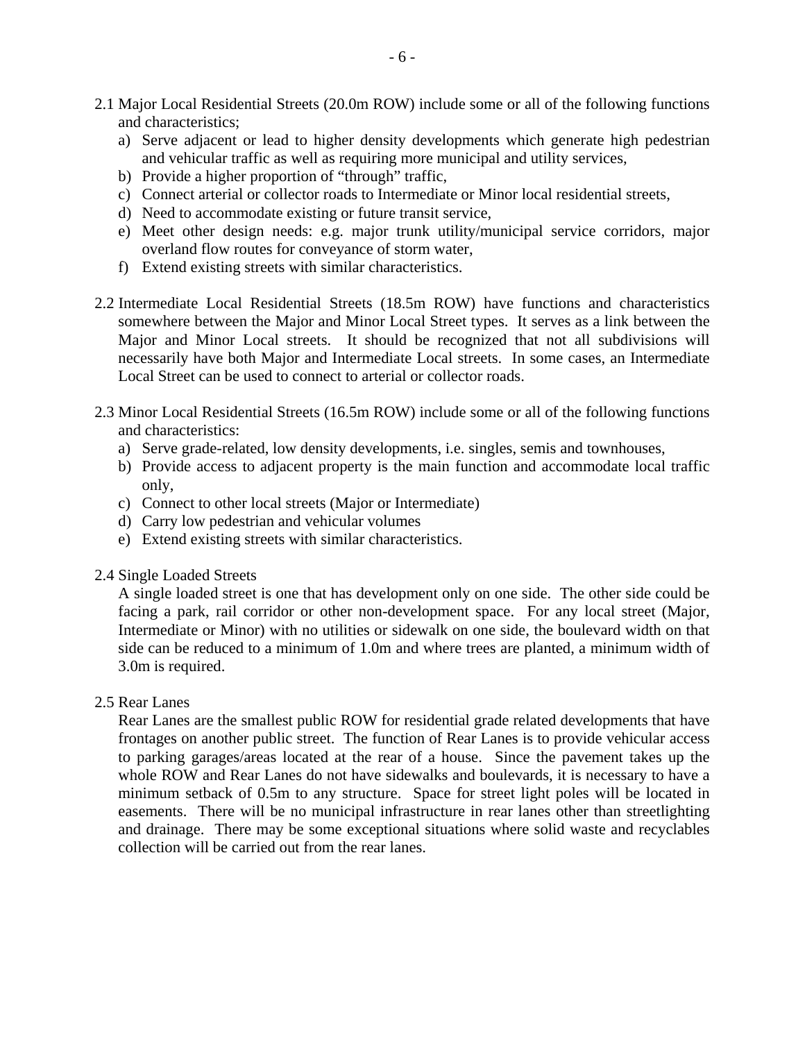2.1 Major Local Residential Streets (20.0m ROW) include some or all of the following functions and characteristics;

a) Serve adjacent or lead to higher density developments which generate high pedestrian and vehicular traffic as well as requiring more municipal and utility services,
b) Provide a higher proportion of "through" traffic,
c) Connect arterial or collector roads to Intermediate or Minor local residential streets,
d) Need to accommodate existing or future transit service,
e) Meet other design needs: e.g. major trunk utility/municipal service corridors, major overland flow routes for conveyance of storm water,
f) Extend existing streets with similar characteristics.

2.2 Intermediate Local Residential Streets (18.5m ROW) have functions and characteristics somewhere between the Major and Minor Local Street types. It serves as a link between the Major and Minor Local streets. It should be recognized that not all subdivisions will necessarily have both Major and Intermediate Local streets. In some cases, an Intermediate Local Street can be used to connect to arterial or collector roads.

2.3 Minor Local Residential Streets (16.5m ROW) include some or all of the following functions and characteristics:

a) Serve grade-related, low density developments, i.e. singles, semis and townhouses,
b) Provide access to adjacent property is the main function and accommodate local traffic only,
c) Connect to other local streets (Major or Intermediate)
d) Carry low pedestrian and vehicular volumes
e) Extend existing streets with similar characteristics.

2.4 Single Loaded Streets

A single loaded street is one that has development only on one side. The other side could be facing a park, rail corridor or other non-development space. For any local street (Major, Intermediate or Minor) with no utilities or sidewalk on one side, the boulevard width on that side can be reduced to a minimum of 1.0m and where trees are planted, a minimum width of 3.0m is required.

2.5 Rear Lanes

Rear Lanes are the smallest public ROW for residential grade related developments that have frontages on another public street. The function of Rear Lanes is to provide vehicular access to parking garages/areas located at the rear of a house. Since the pavement takes up the whole ROW and Rear Lanes do not have sidewalks and boulevards, it is necessary to have a minimum setback of 0.5m to any structure. Space for street light poles will be located in easements. There will be no municipal infrastructure in rear lanes other than streetlighting and drainage. There may be some exceptional situations where solid waste and recyclables collection will be carried out from the rear lanes.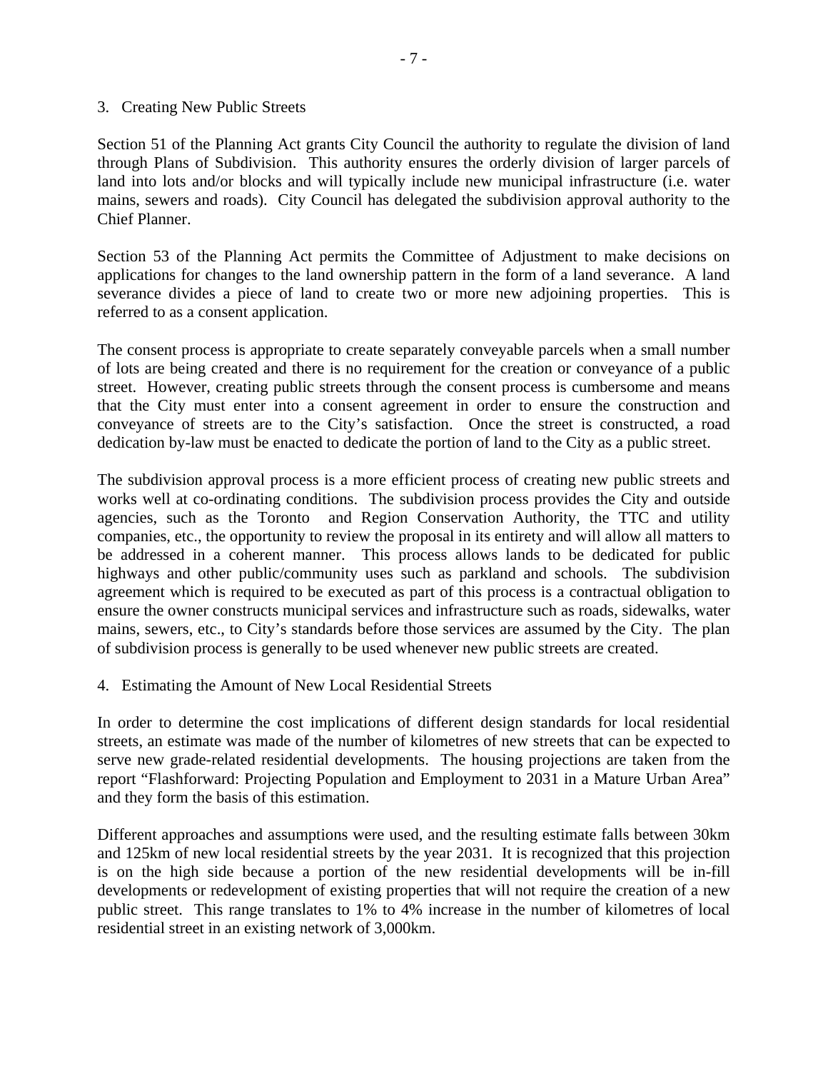3. Creating New Public Streets

Section 51 of the Planning Act grants City Council the authority to regulate the division of land through Plans of Subdivision. This authority ensures the orderly division of larger parcels of land into lots and/or blocks and will typically include new municipal infrastructure (i.e. water mains, sewers and roads). City Council has delegated the subdivision approval authority to the Chief Planner.

Section 53 of the Planning Act permits the Committee of Adjustment to make decisions on applications for changes to the land ownership pattern in the form of a land severance. A land severance divides a piece of land to create two or more new adjoining properties. This is referred to as a consent application.

The consent process is appropriate to create separately conveyable parcels when a small number of lots are being created and there is no requirement for the creation or conveyance of a public street. However, creating public streets through the consent process is cumbersome and means that the City must enter into a consent agreement in order to ensure the construction and conveyance of streets are to the City's satisfaction. Once the street is constructed, a road dedication by-law must be enacted to dedicate the portion of land to the City as a public street.

The subdivision approval process is a more efficient process of creating new public streets and works well at co-ordinating conditions. The subdivision process provides the City and outside agencies, such as the Toronto and Region Conservation Authority, the TTC and utility companies, etc., the opportunity to review the proposal in its entirety and will allow all matters to be addressed in a coherent manner. This process allows lands to be dedicated for public highways and other public/community uses such as parkland and schools. The subdivision agreement which is required to be executed as part of this process is a contractual obligation to ensure the owner constructs municipal services and infrastructure such as roads, sidewalks, water mains, sewers, etc., to City's standards before those services are assumed by the City. The plan of subdivision process is generally to be used whenever new public streets are created.

4. Estimating the Amount of New Local Residential Streets

In order to determine the cost implications of different design standards for local residential streets, an estimate was made of the number of kilometres of new streets that can be expected to serve new grade-related residential developments. The housing projections are taken from the report "Flashforward: Projecting Population and Employment to 2031 in a Mature Urban Area" and they form the basis of this estimation.

Different approaches and assumptions were used, and the resulting estimate falls between 30km and 125km of new local residential streets by the year 2031. It is recognized that this projection is on the high side because a portion of the new residential developments will be in-fill developments or redevelopment of existing properties that will not require the creation of a new public street. This range translates to 1% to 4% increase in the number of kilometres of local residential street in an existing network of 3,000km.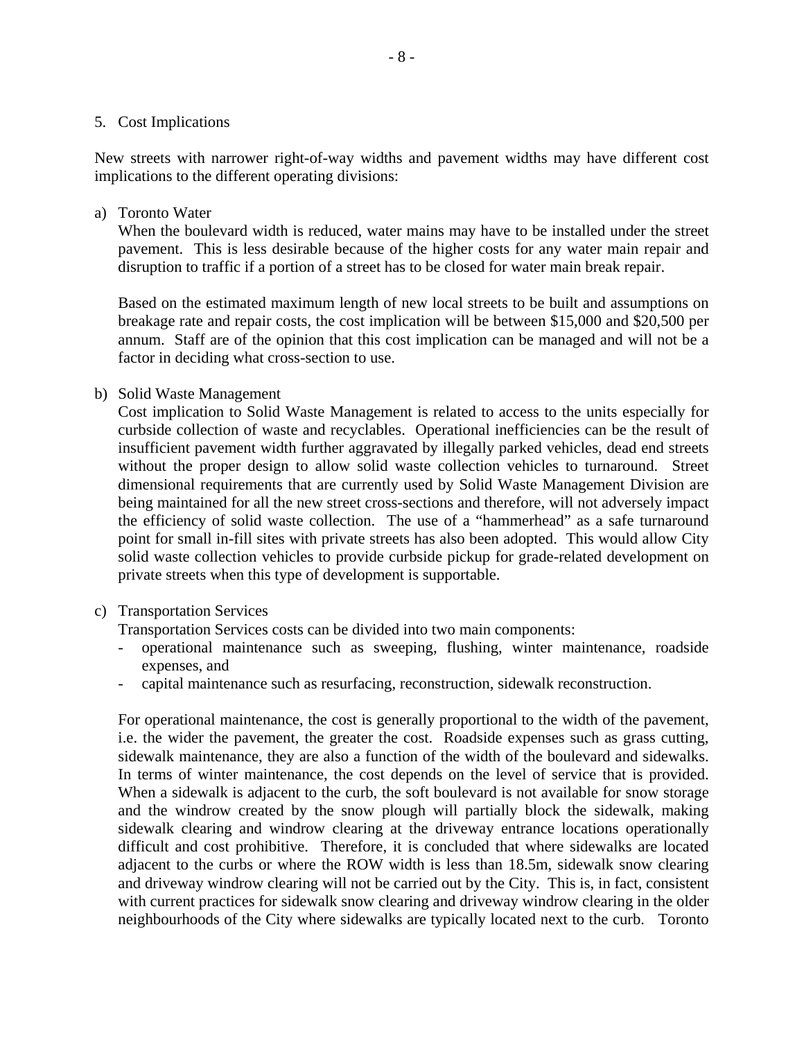## 5. Cost Implications

New streets with narrower right-of-way widths and pavement widths may have different cost implications to the different operating divisions:

a) Toronto Water

When the boulevard width is reduced, water mains may have to be installed under the street pavement. This is less desirable because of the higher costs for any water main repair and disruption to traffic if a portion of a street has to be closed for water main break repair.

Based on the estimated maximum length of new local streets to be built and assumptions on breakage rate and repair costs, the cost implication will be between $15,000 and $20,500 per annum. Staff are of the opinion that this cost implication can be managed and will not be a factor in deciding what cross-section to use.

b) Solid Waste Management

Cost implication to Solid Waste Management is related to access to the units especially for curbside collection of waste and recyclables. Operational inefficiencies can be the result of insufficient pavement width further aggravated by illegally parked vehicles, dead end streets without the proper design to allow solid waste collection vehicles to turnaround. Street dimensional requirements that are currently used by Solid Waste Management Division are being maintained for all the new street cross-sections and therefore, will not adversely impact the efficiency of solid waste collection. The use of a "hammerhead" as a safe turnaround point for small in-fill sites with private streets has also been adopted. This would allow City solid waste collection vehicles to provide curbside pickup for grade-related development on private streets when this type of development is supportable.

c) Transportation Services

Transportation Services costs can be divided into two main components:

- operational maintenance such as sweeping, flushing, winter maintenance, roadside expenses, and
- capital maintenance such as resurfacing, reconstruction, sidewalk reconstruction.

For operational maintenance, the cost is generally proportional to the width of the pavement, i.e. the wider the pavement, the greater the cost. Roadside expenses such as grass cutting, sidewalk maintenance, they are also a function of the width of the boulevard and sidewalks. In terms of winter maintenance, the cost depends on the level of service that is provided. When a sidewalk is adjacent to the curb, the soft boulevard is not available for snow storage and the windrow created by the snow plough will partially block the sidewalk, making sidewalk clearing and windrow clearing at the driveway entrance locations operationally difficult and cost prohibitive. Therefore, it is concluded that where sidewalks are located adjacent to the curbs or where the ROW width is less than 18.5m, sidewalk snow clearing and driveway windrow clearing will not be carried out by the City. This is, in fact, consistent with current practices for sidewalk snow clearing and driveway windrow clearing in the older neighbourhoods of the City where sidewalks are typically located next to the curb. Toronto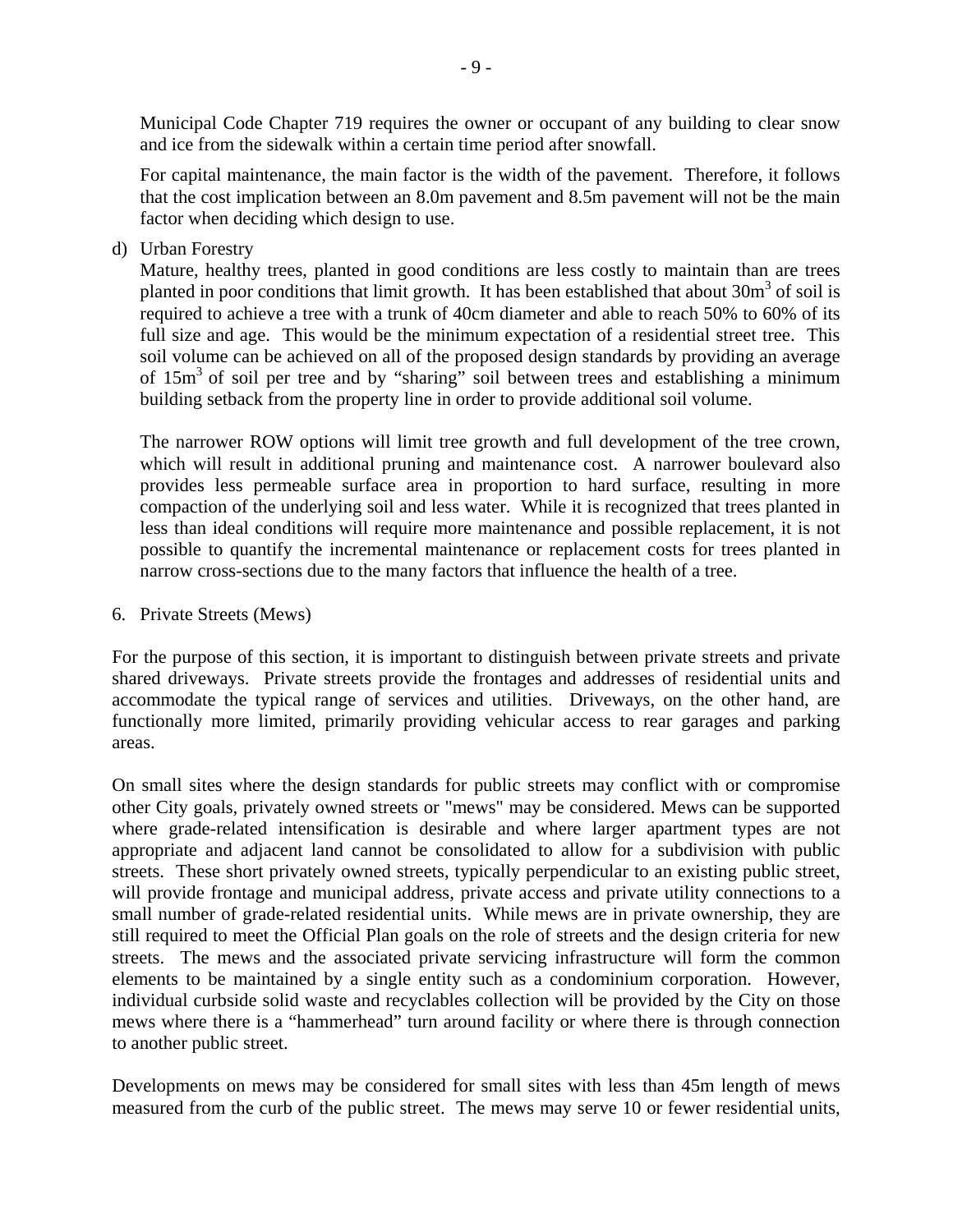Municipal Code Chapter 719 requires the owner or occupant of any building to clear snow and ice from the sidewalk within a certain time period after snowfall.

For capital maintenance, the main factor is the width of the pavement. Therefore, it follows that the cost implication between an 8.0m pavement and 8.5m pavement will not be the main factor when deciding which design to use.

d) Urban Forestry

Mature, healthy trees, planted in good conditions are less costly to maintain than are trees planted in poor conditions that limit growth. It has been established that about $30m^3$ of soil is required to achieve a tree with a trunk of 40cm diameter and able to reach 50% to 60% of its full size and age. This would be the minimum expectation of a residential street tree. This soil volume can be achieved on all of the proposed design standards by providing an average of $15m^3$ of soil per tree and by "sharing" soil between trees and establishing a minimum building setback from the property line in order to provide additional soil volume.

The narrower ROW options will limit tree growth and full development of the tree crown, which will result in additional pruning and maintenance cost. A narrower boulevard also provides less permeable surface area in proportion to hard surface, resulting in more compaction of the underlying soil and less water. While it is recognized that trees planted in less than ideal conditions will require more maintenance and possible replacement, it is not possible to quantify the incremental maintenance or replacement costs for trees planted in narrow cross-sections due to the many factors that influence the health of a tree.

6. Private Streets (Mews)

For the purpose of this section, it is important to distinguish between private streets and private shared driveways. Private streets provide the frontages and addresses of residential units and accommodate the typical range of services and utilities. Driveways, on the other hand, are functionally more limited, primarily providing vehicular access to rear garages and parking areas.

On small sites where the design standards for public streets may conflict with or compromise other City goals, privately owned streets or "mews" may be considered. Mews can be supported where grade-related intensification is desirable and where larger apartment types are not appropriate and adjacent land cannot be consolidated to allow for a subdivision with public streets. These short privately owned streets, typically perpendicular to an existing public street, will provide frontage and municipal address, private access and private utility connections to a small number of grade-related residential units. While mews are in private ownership, they are still required to meet the Official Plan goals on the role of streets and the design criteria for new streets. The mews and the associated private servicing infrastructure will form the common elements to be maintained by a single entity such as a condominium corporation. However, individual curbside solid waste and recyclables collection will be provided by the City on those mews where there is a "hammerhead" turn around facility or where there is through connection to another public street.

Developments on mews may be considered for small sites with less than 45m length of mews measured from the curb of the public street. The mews may serve 10 or fewer residential units,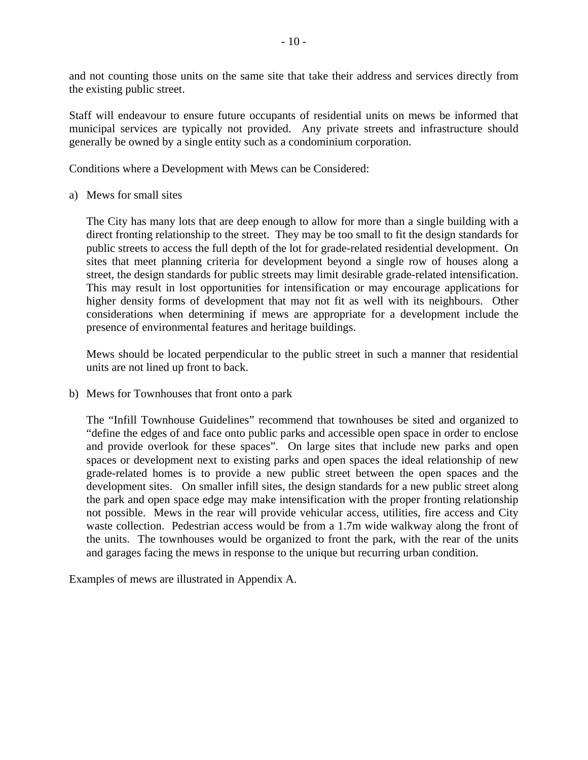and not counting those units on the same site that take their address and services directly from the existing public street.

Staff will endeavour to ensure future occupants of residential units on mews be informed that municipal services are typically not provided. Any private streets and infrastructure should generally be owned by a single entity such as a condominium corporation.

Conditions where a Development with Mews can be Considered:

a) Mews for small sites

   The City has many lots that are deep enough to allow for more than a single building with a direct fronting relationship to the street. They may be too small to fit the design standards for public streets to access the full depth of the lot for grade-related residential development. On sites that meet planning criteria for development beyond a single row of houses along a street, the design standards for public streets may limit desirable grade-related intensification. This may result in lost opportunities for intensification or may encourage applications for higher density forms of development that may not fit as well with its neighbours. Other considerations when determining if mews are appropriate for a development include the presence of environmental features and heritage buildings.

   Mews should be located perpendicular to the public street in such a manner that residential units are not lined up front to back.

b) Mews for Townhouses that front onto a park

   The "Infill Townhouse Guidelines" recommend that townhouses be sited and organized to "define the edges of and face onto public parks and accessible open space in order to enclose and provide overlook for these spaces". On large sites that include new parks and open spaces or development next to existing parks and open spaces the ideal relationship of new grade-related homes is to provide a new public street between the open spaces and the development sites. On smaller infill sites, the design standards for a new public street along the park and open space edge may make intensification with the proper fronting relationship not possible. Mews in the rear will provide vehicular access, utilities, fire access and City waste collection. Pedestrian access would be from a 1.7m wide walkway along the front of the units. The townhouses would be organized to front the park, with the rear of the units and garages facing the mews in response to the unique but recurring urban condition.

Examples of mews are illustrated in Appendix A.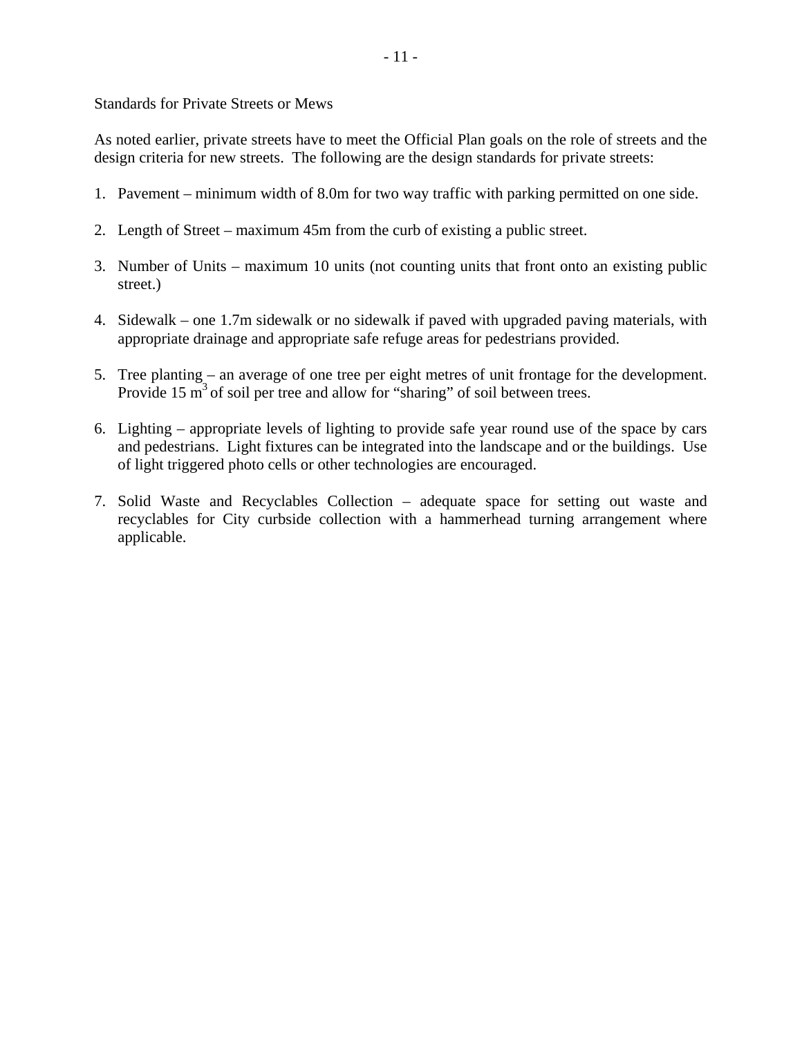Standards for Private Streets or Mews

As noted earlier, private streets have to meet the Official Plan goals on the role of streets and the design criteria for new streets. The following are the design standards for private streets:

1. Pavement – minimum width of 8.0m for two way traffic with parking permitted on one side.

2. Length of Street – maximum 45m from the curb of existing a public street.

3. Number of Units – maximum 10 units (not counting units that front onto an existing public street.)

4. Sidewalk – one 1.7m sidewalk or no sidewalk if paved with upgraded paving materials, with appropriate drainage and appropriate safe refuge areas for pedestrians provided.

5. Tree planting – an average of one tree per eight metres of unit frontage for the development. Provide 15 $m^3$ of soil per tree and allow for "sharing" of soil between trees.

6. Lighting – appropriate levels of lighting to provide safe year round use of the space by cars and pedestrians. Light fixtures can be integrated into the landscape and or the buildings. Use of light triggered photo cells or other technologies are encouraged.

7. Solid Waste and Recyclables Collection – adequate space for setting out waste and recyclables for City curbside collection with a hammerhead turning arrangement where applicable.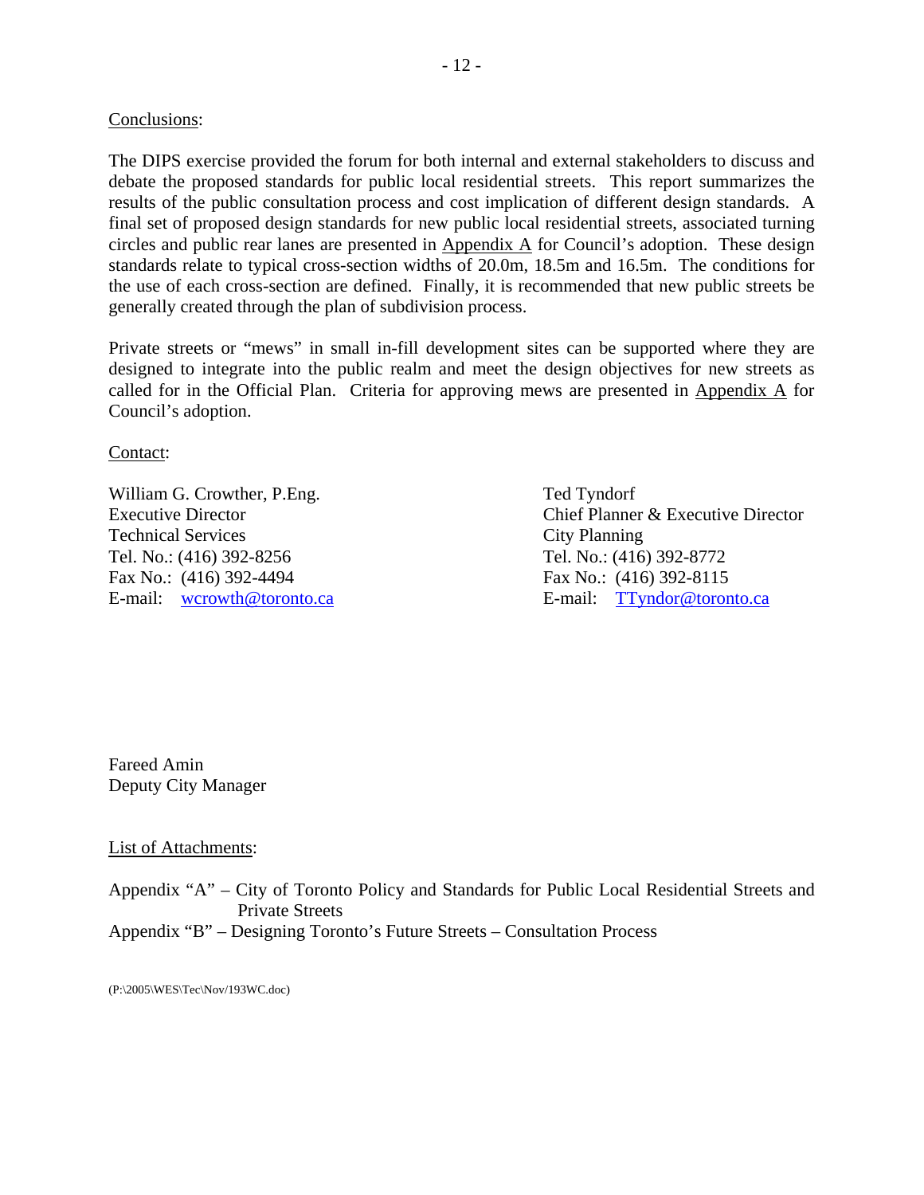Conclusions:

The DIPS exercise provided the forum for both internal and external stakeholders to discuss and debate the proposed standards for public local residential streets. This report summarizes the results of the public consultation process and cost implication of different design standards. A final set of proposed design standards for new public local residential streets, associated turning circles and public rear lanes are presented in Appendix A for Council's adoption. These design standards relate to typical cross-section widths of 20.0m, 18.5m and 16.5m. The conditions for the use of each cross-section are defined. Finally, it is recommended that new public streets be generally created through the plan of subdivision process.

Private streets or "mews" in small in-fill development sites can be supported where they are designed to integrate into the public realm and meet the design objectives for new streets as called for in the Official Plan. Criteria for approving mews are presented in Appendix A for Council's adoption.

Contact:

William G. Crowther, P.Eng.
Executive Director
Technical Services
Tel. No.: (416) 392-8256
Fax No.: (416) 392-4494
E-mail: wcrowth@toronto.ca

Ted Tyndorf
Chief Planner & Executive Director
City Planning
Tel. No.: (416) 392-8772
Fax No.: (416) 392-8115
E-mail: TTyndor@toronto.ca

Fareed Amin
Deputy City Manager

List of Attachments:

Appendix "A" – City of Toronto Policy and Standards for Public Local Residential Streets and Private Streets
Appendix "B" – Designing Toronto's Future Streets – Consultation Process

(P:\2005\WES\Tec\Nov/193WC.doc)